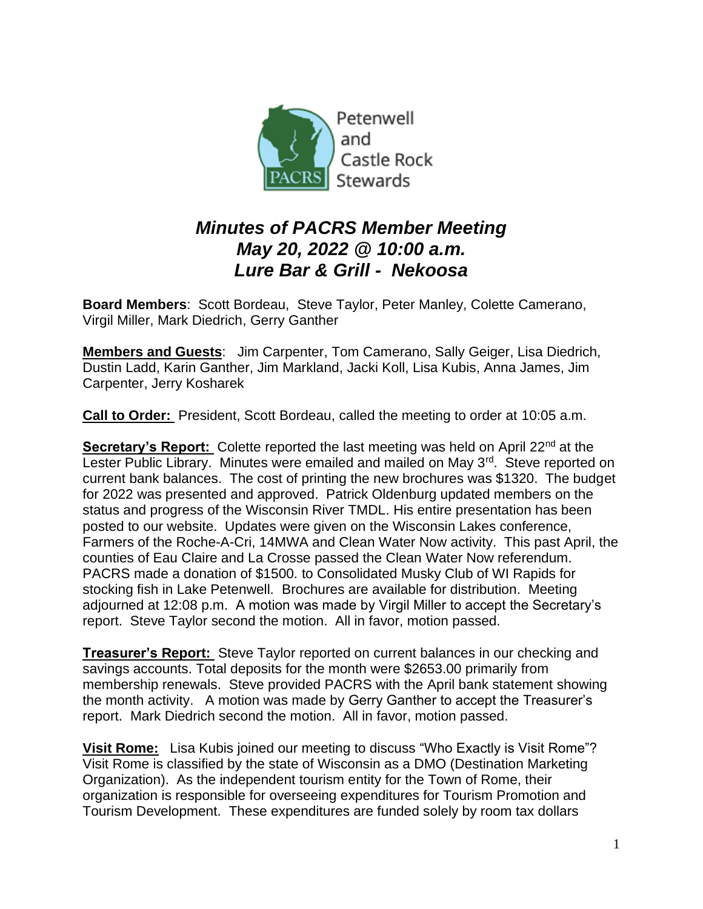Petenwell and Castle Rock Stewards

# *Minutes of PACRS Member Meeting*
# *May 20, 2022 @ 10:00 a.m.*
# *Lure Bar & Grill - Nekoosa*

**Board Members**: Scott Bordeau, Steve Taylor, Peter Manley, Colette Camerano, Virgil Miller, Mark Diedrich, Gerry Ganther

**Members and Guests**: Jim Carpenter, Tom Camerano, Sally Geiger, Lisa Diedrich, Dustin Ladd, Karin Ganther, Jim Markland, Jacki Koll, Lisa Kubis, Anna James, Jim Carpenter, Jerry Kosharek

**Call to Order:** President, Scott Bordeau, called the meeting to order at 10:05 a.m.

**Secretary's Report:** Colette reported the last meeting was held on April 22nd at the Lester Public Library. Minutes were emailed and mailed on May 3rd. Steve reported on current bank balances. The cost of printing the new brochures was $1320. The budget for 2022 was presented and approved. Patrick Oldenburg updated members on the status and progress of the Wisconsin River TMDL. His entire presentation has been posted to our website. Updates were given on the Wisconsin Lakes conference, Farmers of the Roche-A-Cri, 14MWA and Clean Water Now activity. This past April, the counties of Eau Claire and La Crosse passed the Clean Water Now referendum. PACRS made a donation of $1500. to Consolidated Musky Club of WI Rapids for stocking fish in Lake Petenwell. Brochures are available for distribution. Meeting adjourned at 12:08 p.m. A motion was made by Virgil Miller to accept the Secretary's report. Steve Taylor second the motion. All in favor, motion passed.

**Treasurer's Report:** Steve Taylor reported on current balances in our checking and savings accounts. Total deposits for the month were $2653.00 primarily from membership renewals. Steve provided PACRS with the April bank statement showing the month activity. A motion was made by Gerry Ganther to accept the Treasurer's report. Mark Diedrich second the motion. All in favor, motion passed.

**Visit Rome:** Lisa Kubis joined our meeting to discuss "Who Exactly is Visit Rome"? Visit Rome is classified by the state of Wisconsin as a DMO (Destination Marketing Organization). As the independent tourism entity for the Town of Rome, their organization is responsible for overseeing expenditures for Tourism Promotion and Tourism Development. These expenditures are funded solely by room tax dollars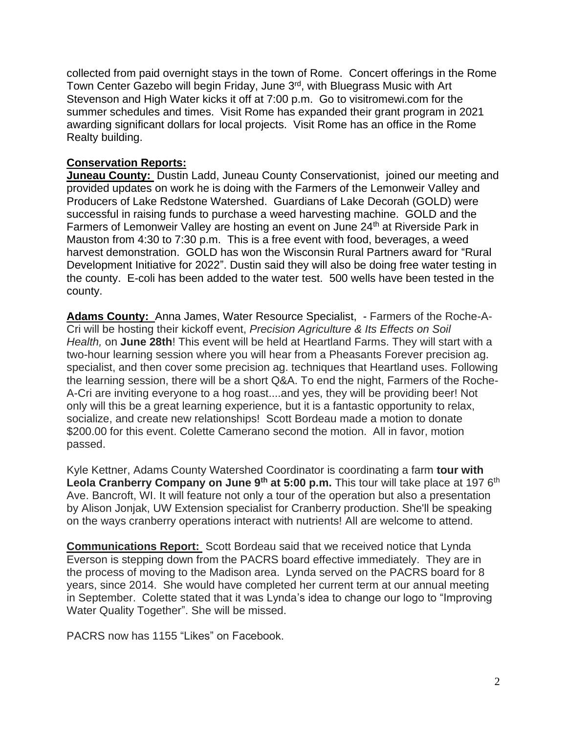collected from paid overnight stays in the town of Rome. Concert offerings in the Rome Town Center Gazebo will begin Friday, June 3rd, with Bluegrass Music with Art Stevenson and High Water kicks it off at 7:00 p.m. Go to visitromewi.com for the summer schedules and times. Visit Rome has expanded their grant program in 2021 awarding significant dollars for local projects. Visit Rome has an office in the Rome Realty building.

**Conservation Reports:**

**Juneau County:** Dustin Ladd, Juneau County Conservationist, joined our meeting and provided updates on work he is doing with the Farmers of the Lemonweir Valley and Producers of Lake Redstone Watershed. Guardians of Lake Decorah (GOLD) were successful in raising funds to purchase a weed harvesting machine. GOLD and the Farmers of Lemonweir Valley are hosting an event on June 24th at Riverside Park in Mauston from 4:30 to 7:30 p.m. This is a free event with food, beverages, a weed harvest demonstration. GOLD has won the Wisconsin Rural Partners award for "Rural Development Initiative for 2022". Dustin said they will also be doing free water testing in the county. E-coli has been added to the water test. 500 wells have been tested in the county.

**Adams County:** Anna James, Water Resource Specialist, - Farmers of the Roche-A-Cri will be hosting their kickoff event, *Precision Agriculture & Its Effects on Soil Health,* on **June 28th**! This event will be held at Heartland Farms. They will start with a two-hour learning session where you will hear from a Pheasants Forever precision ag. specialist, and then cover some precision ag. techniques that Heartland uses. Following the learning session, there will be a short Q&A. To end the night, Farmers of the Roche-A-Cri are inviting everyone to a hog roast....and yes, they will be providing beer! Not only will this be a great learning experience, but it is a fantastic opportunity to relax, socialize, and create new relationships! Scott Bordeau made a motion to donate $200.00 for this event. Colette Camerano second the motion. All in favor, motion passed.

Kyle Kettner, Adams County Watershed Coordinator is coordinating a farm **tour with Leola Cranberry Company on June 9th at 5:00 p.m.** This tour will take place at 197 6th Ave. Bancroft, WI. It will feature not only a tour of the operation but also a presentation by Alison Jonjak, UW Extension specialist for Cranberry production. She'll be speaking on the ways cranberry operations interact with nutrients! All are welcome to attend.

**Communications Report:** Scott Bordeau said that we received notice that Lynda Everson is stepping down from the PACRS board effective immediately. They are in the process of moving to the Madison area. Lynda served on the PACRS board for 8 years, since 2014. She would have completed her current term at our annual meeting in September. Colette stated that it was Lynda's idea to change our logo to "Improving Water Quality Together". She will be missed.

PACRS now has 1155 "Likes" on Facebook.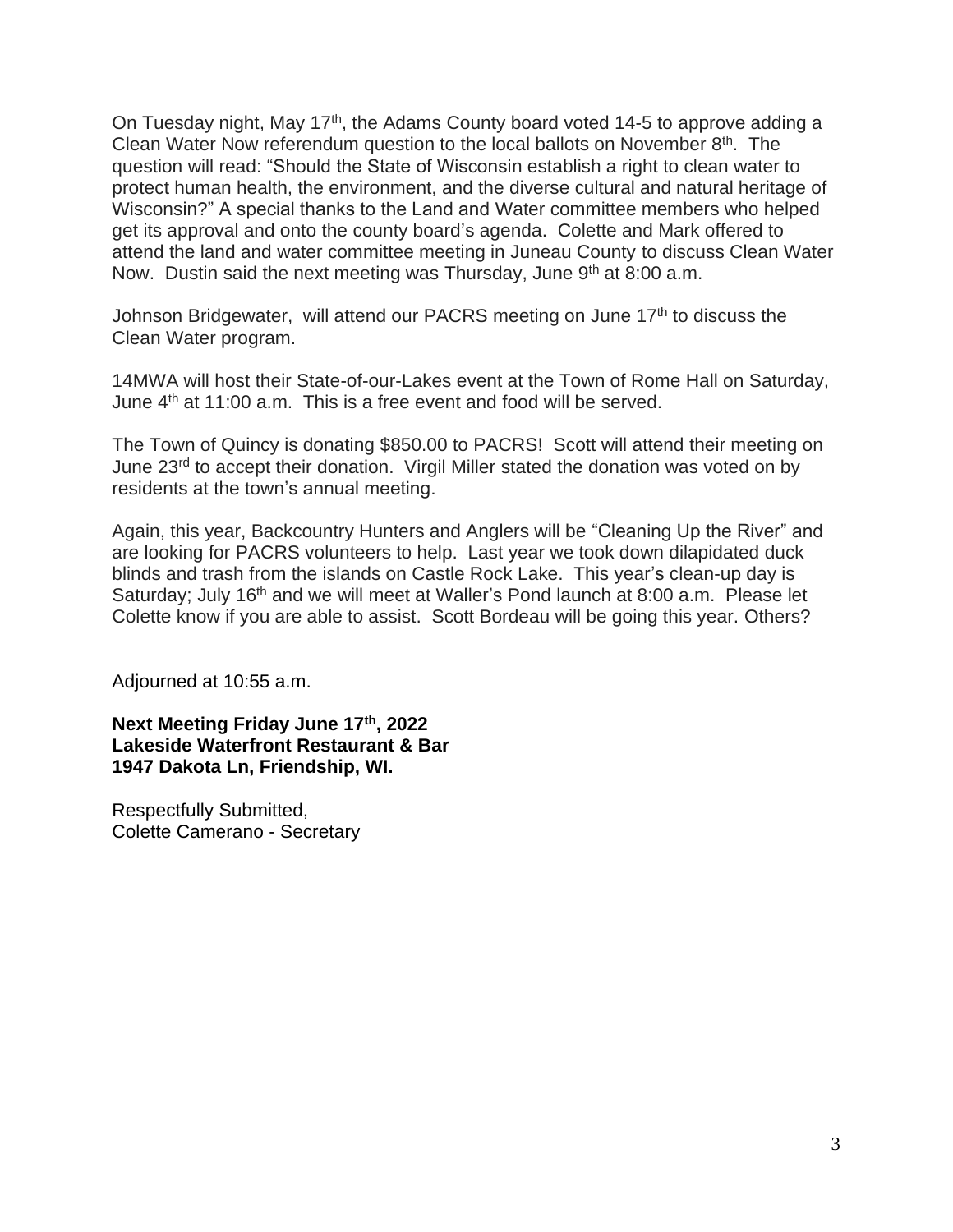On Tuesday night, May 17th, the Adams County board voted 14-5 to approve adding a Clean Water Now referendum question to the local ballots on November 8th. The question will read: "Should the State of Wisconsin establish a right to clean water to protect human health, the environment, and the diverse cultural and natural heritage of Wisconsin?" A special thanks to the Land and Water committee members who helped get its approval and onto the county board's agenda. Colette and Mark offered to attend the land and water committee meeting in Juneau County to discuss Clean Water Now. Dustin said the next meeting was Thursday, June 9th at 8:00 a.m.

Johnson Bridgewater, will attend our PACRS meeting on June 17th to discuss the Clean Water program.

14MWA will host their State-of-our-Lakes event at the Town of Rome Hall on Saturday, June 4th at 11:00 a.m. This is a free event and food will be served.

The Town of Quincy is donating $850.00 to PACRS! Scott will attend their meeting on June 23rd to accept their donation. Virgil Miller stated the donation was voted on by residents at the town's annual meeting.

Again, this year, Backcountry Hunters and Anglers will be "Cleaning Up the River" and are looking for PACRS volunteers to help. Last year we took down dilapidated duck blinds and trash from the islands on Castle Rock Lake. This year's clean-up day is Saturday; July 16th and we will meet at Waller's Pond launch at 8:00 a.m. Please let Colette know if you are able to assist. Scott Bordeau will be going this year. Others?

Adjourned at 10:55 a.m.

**Next Meeting Friday June 17th, 2022**
**Lakeside Waterfront Restaurant & Bar**
**1947 Dakota Ln, Friendship, WI.**

Respectfully Submitted,
Colette Camerano - Secretary